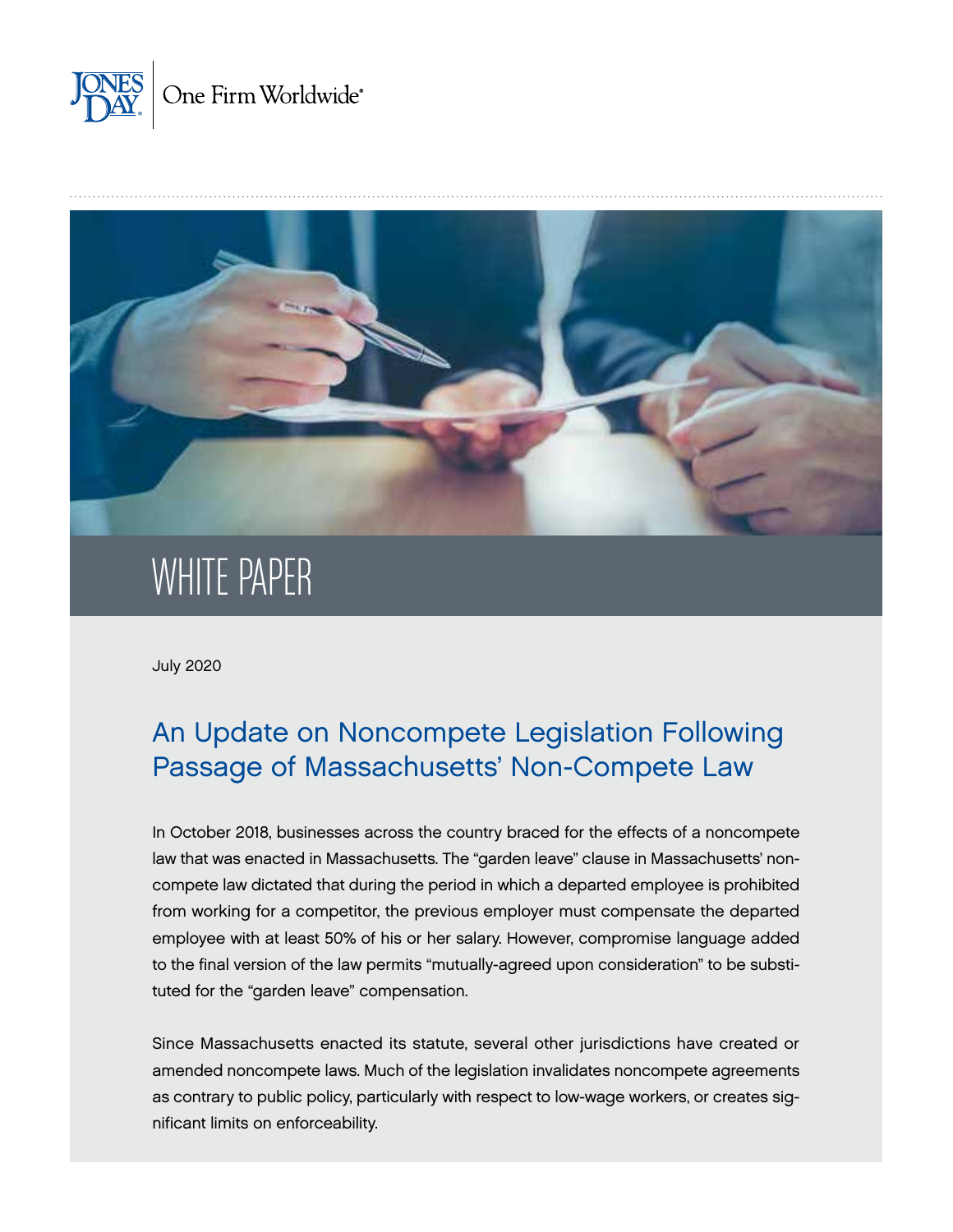WHITE PAPER

July 2020

# An Update on Noncompete Legislation Following Passage of Massachusetts' Non-Compete Law

In October 2018, businesses across the country braced for the effects of a noncompete law that was enacted in Massachusetts. The "garden leave" clause in Massachusetts' non-compete law dictated that during the period in which a departed employee is prohibited from working for a competitor, the previous employer must compensate the departed employee with at least 50% of his or her salary. However, compromise language added to the final version of the law permits "mutually-agreed upon consideration" to be substituted for the "garden leave" compensation.

Since Massachusetts enacted its statute, several other jurisdictions have created or amended noncompete laws. Much of the legislation invalidates noncompete agreements as contrary to public policy, particularly with respect to low-wage workers, or creates significant limits on enforceability.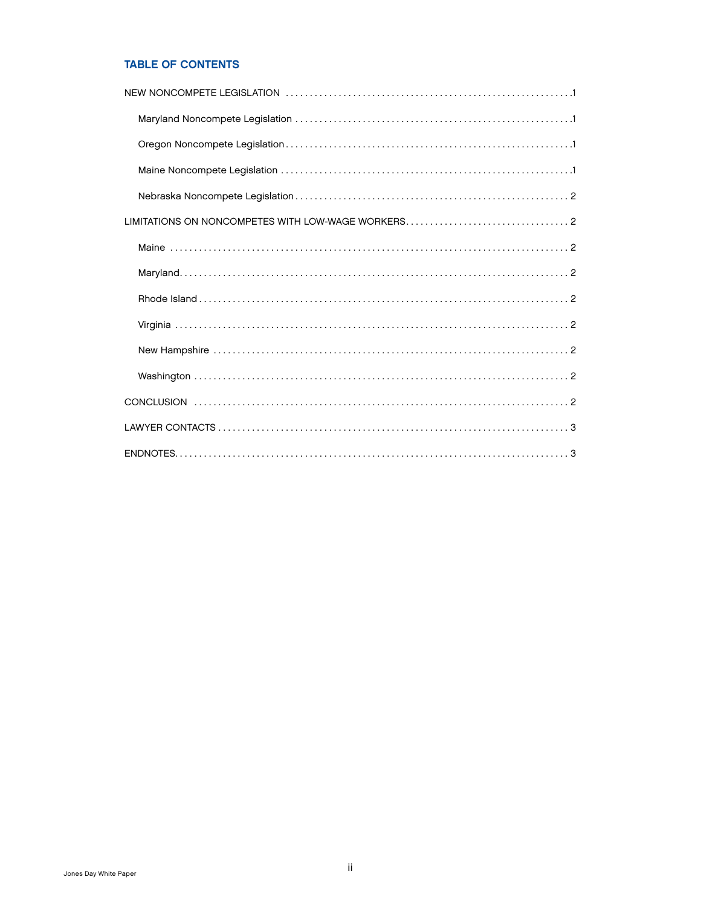## TABLE OF CONTENTS

NEW NONCOMPETE LEGISLATION .....1

- Maryland Noncompete Legislation .....1
- Oregon Noncompete Legislation .....1
- Maine Noncompete Legislation .....1
- Nebraska Noncompete Legislation .....2

LIMITATIONS ON NONCOMPETES WITH LOW-WAGE WORKERS .....2

- Maine .....2
- Maryland .....2
- Rhode Island .....2
- Virginia .....2
- New Hampshire .....2
- Washington .....2

CONCLUSION .....2

LAWYER CONTACTS .....3

ENDNOTES .....3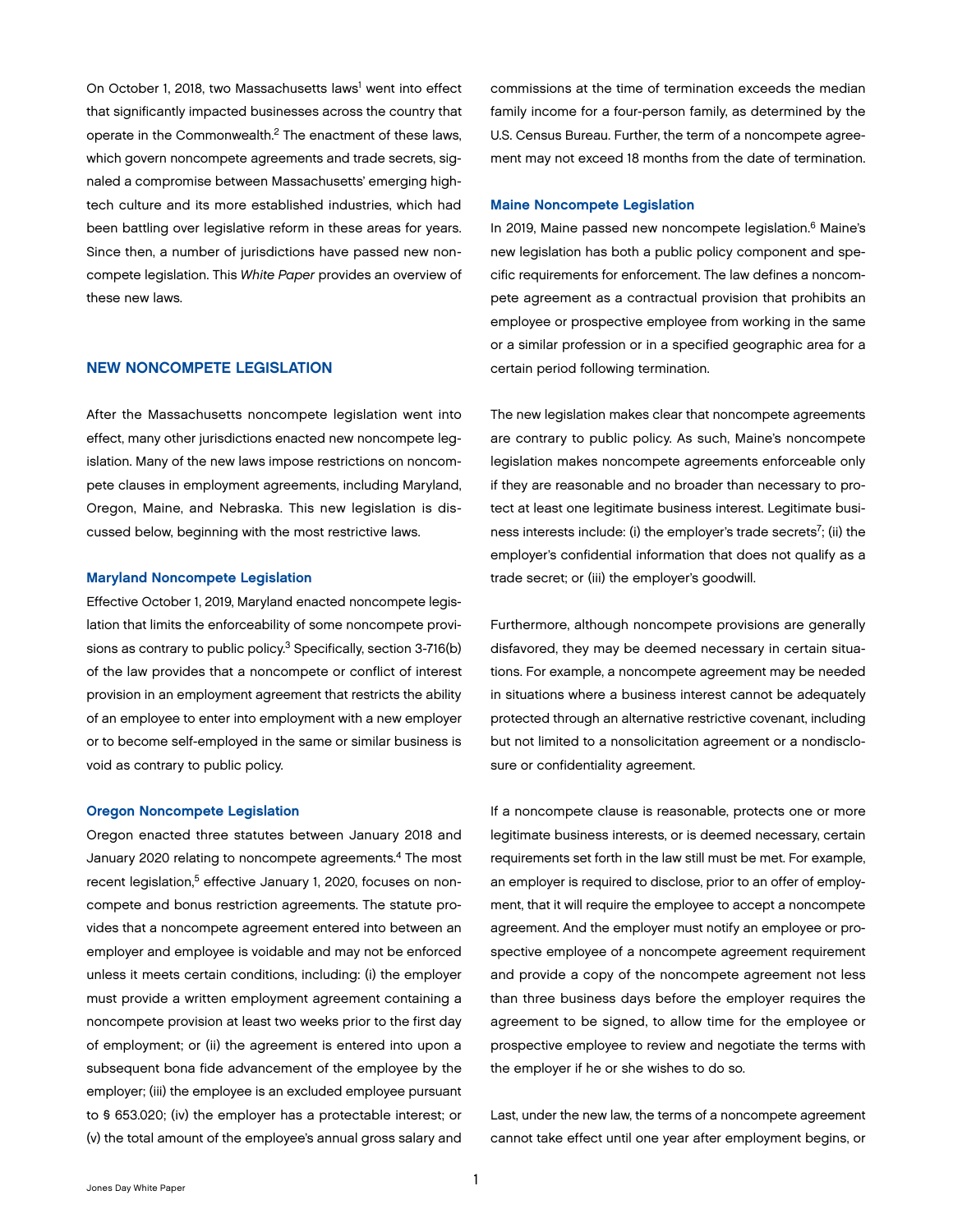On October 1, 2018, two Massachusetts laws[1] went into effect that significantly impacted businesses across the country that operate in the Commonwealth.[2] The enactment of these laws, which govern noncompete agreements and trade secrets, signaled a compromise between Massachusetts' emerging high-tech culture and its more established industries, which had been battling over legislative reform in these areas for years. Since then, a number of jurisdictions have passed new noncompete legislation. This *White Paper* provides an overview of these new laws.

## NEW NONCOMPETE LEGISLATION

After the Massachusetts noncompete legislation went into effect, many other jurisdictions enacted new noncompete legislation. Many of the new laws impose restrictions on noncompete clauses in employment agreements, including Maryland, Oregon, Maine, and Nebraska. This new legislation is discussed below, beginning with the most restrictive laws.

### Maryland Noncompete Legislation

Effective October 1, 2019, Maryland enacted noncompete legislation that limits the enforceability of some noncompete provisions as contrary to public policy.[3] Specifically, section 3-716(b) of the law provides that a noncompete or conflict of interest provision in an employment agreement that restricts the ability of an employee to enter into employment with a new employer or to become self-employed in the same or similar business is void as contrary to public policy.

### Oregon Noncompete Legislation

Oregon enacted three statutes between January 2018 and January 2020 relating to noncompete agreements.[4] The most recent legislation,[5] effective January 1, 2020, focuses on noncompete and bonus restriction agreements. The statute provides that a noncompete agreement entered into between an employer and employee is voidable and may not be enforced unless it meets certain conditions, including: (i) the employer must provide a written employment agreement containing a noncompete provision at least two weeks prior to the first day of employment; or (ii) the agreement is entered into upon a subsequent bona fide advancement of the employee by the employer; (iii) the employee is an excluded employee pursuant to § 653.020; (iv) the employer has a protectable interest; or (v) the total amount of the employee's annual gross salary and commissions at the time of termination exceeds the median family income for a four-person family, as determined by the U.S. Census Bureau. Further, the term of a noncompete agreement may not exceed 18 months from the date of termination.

### Maine Noncompete Legislation

In 2019, Maine passed new noncompete legislation.[6] Maine's new legislation has both a public policy component and specific requirements for enforcement. The law defines a noncompete agreement as a contractual provision that prohibits an employee or prospective employee from working in the same or a similar profession or in a specified geographic area for a certain period following termination.

The new legislation makes clear that noncompete agreements are contrary to public policy. As such, Maine's noncompete legislation makes noncompete agreements enforceable only if they are reasonable and no broader than necessary to protect at least one legitimate business interest. Legitimate business interests include: (i) the employer's trade secrets[7]; (ii) the employer's confidential information that does not qualify as a trade secret; or (iii) the employer's goodwill.

Furthermore, although noncompete provisions are generally disfavored, they may be deemed necessary in certain situations. For example, a noncompete agreement may be needed in situations where a business interest cannot be adequately protected through an alternative restrictive covenant, including but not limited to a nonsolicitation agreement or a nondisclosure or confidentiality agreement.

If a noncompete clause is reasonable, protects one or more legitimate business interests, or is deemed necessary, certain requirements set forth in the law still must be met. For example, an employer is required to disclose, prior to an offer of employment, that it will require the employee to accept a noncompete agreement. And the employer must notify an employee or prospective employee of a noncompete agreement requirement and provide a copy of the noncompete agreement not less than three business days before the employer requires the agreement to be signed, to allow time for the employee or prospective employee to review and negotiate the terms with the employer if he or she wishes to do so.

Last, under the new law, the terms of a noncompete agreement cannot take effect until one year after employment begins, or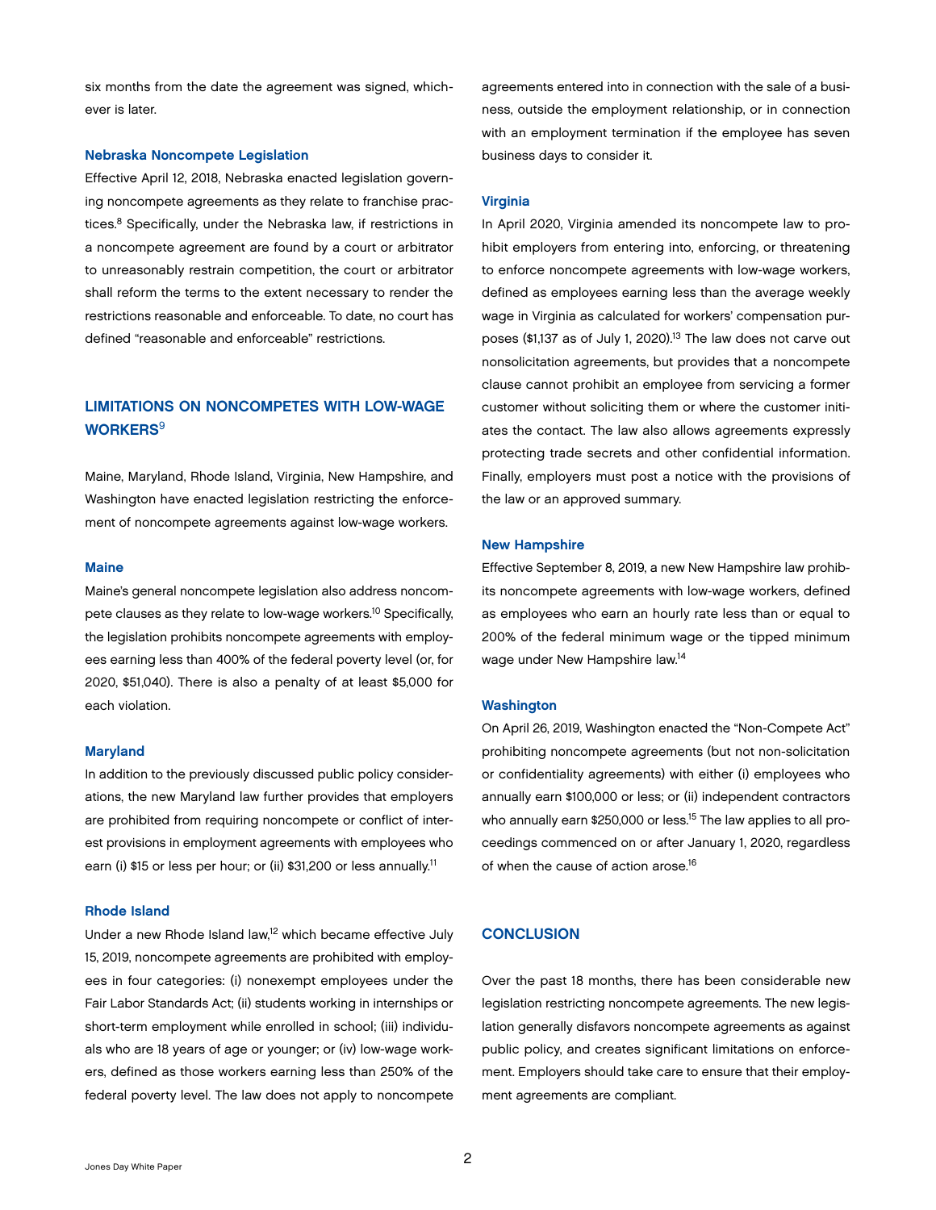six months from the date the agreement was signed, whichever is later.

### Nebraska Noncompete Legislation

Effective April 12, 2018, Nebraska enacted legislation governing noncompete agreements as they relate to franchise practices.[8] Specifically, under the Nebraska law, if restrictions in a noncompete agreement are found by a court or arbitrator to unreasonably restrain competition, the court or arbitrator shall reform the terms to the extent necessary to render the restrictions reasonable and enforceable. To date, no court has defined "reasonable and enforceable" restrictions.

## LIMITATIONS ON NONCOMPETES WITH LOW-WAGE WORKERS[9]

Maine, Maryland, Rhode Island, Virginia, New Hampshire, and Washington have enacted legislation restricting the enforcement of noncompete agreements against low-wage workers.

### Maine

Maine's general noncompete legislation also address noncompete clauses as they relate to low-wage workers.[10] Specifically, the legislation prohibits noncompete agreements with employees earning less than 400% of the federal poverty level (or, for 2020, $51,040). There is also a penalty of at least $5,000 for each violation.

### Maryland

In addition to the previously discussed public policy considerations, the new Maryland law further provides that employers are prohibited from requiring noncompete or conflict of interest provisions in employment agreements with employees who earn (i) $15 or less per hour; or (ii) $31,200 or less annually.[11]

### Rhode Island

Under a new Rhode Island law,[12] which became effective July 15, 2019, noncompete agreements are prohibited with employees in four categories: (i) nonexempt employees under the Fair Labor Standards Act; (ii) students working in internships or short-term employment while enrolled in school; (iii) individuals who are 18 years of age or younger; or (iv) low-wage workers, defined as those workers earning less than 250% of the federal poverty level. The law does not apply to noncompete agreements entered into in connection with the sale of a business, outside the employment relationship, or in connection with an employment termination if the employee has seven business days to consider it.

### Virginia

In April 2020, Virginia amended its noncompete law to prohibit employers from entering into, enforcing, or threatening to enforce noncompete agreements with low-wage workers, defined as employees earning less than the average weekly wage in Virginia as calculated for workers' compensation purposes ($1,137 as of July 1, 2020).[13] The law does not carve out nonsolicitation agreements, but provides that a noncompete clause cannot prohibit an employee from servicing a former customer without soliciting them or where the customer initiates the contact. The law also allows agreements expressly protecting trade secrets and other confidential information. Finally, employers must post a notice with the provisions of the law or an approved summary.

### New Hampshire

Effective September 8, 2019, a new New Hampshire law prohibits noncompete agreements with low-wage workers, defined as employees who earn an hourly rate less than or equal to 200% of the federal minimum wage or the tipped minimum wage under New Hampshire law.[14]

### Washington

On April 26, 2019, Washington enacted the "Non-Compete Act" prohibiting noncompete agreements (but not non-solicitation or confidentiality agreements) with either (i) employees who annually earn $100,000 or less; or (ii) independent contractors who annually earn $250,000 or less.[15] The law applies to all proceedings commenced on or after January 1, 2020, regardless of when the cause of action arose.[16]

## CONCLUSION

Over the past 18 months, there has been considerable new legislation restricting noncompete agreements. The new legislation generally disfavors noncompete agreements as against public policy, and creates significant limitations on enforcement. Employers should take care to ensure that their employment agreements are compliant.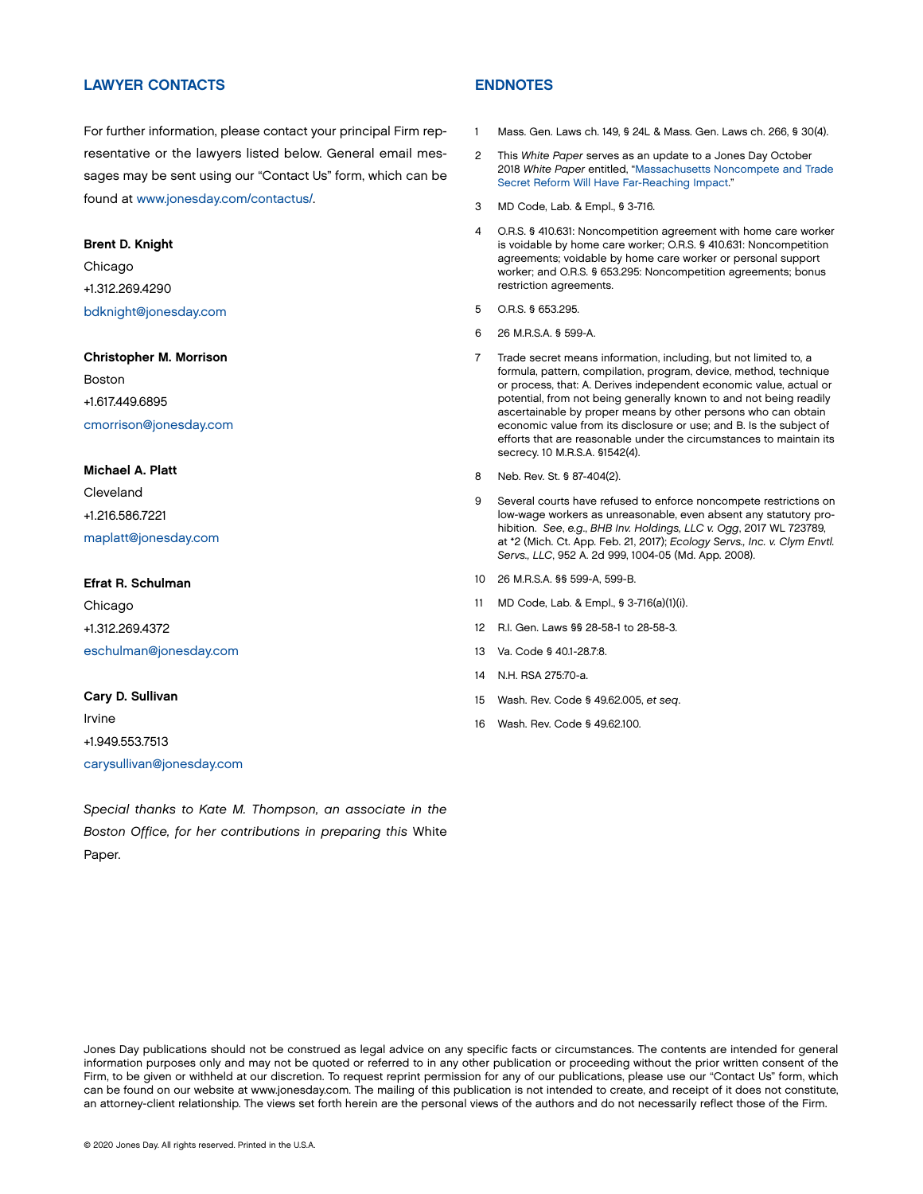## LAWYER CONTACTS

For further information, please contact your principal Firm representative or the lawyers listed below. General email messages may be sent using our "Contact Us" form, which can be found at www.jonesday.com/contactus/.

**Brent D. Knight**
Chicago
+1.312.269.4290
bdknight@jonesday.com

**Christopher M. Morrison**
Boston
+1.617.449.6895
cmorrison@jonesday.com

**Michael A. Platt**
Cleveland
+1.216.586.7221
maplatt@jonesday.com

**Efrat R. Schulman**
Chicago
+1.312.269.4372
eschulman@jonesday.com

**Cary D. Sullivan**
Irvine
+1.949.553.7513
carysullivan@jonesday.com

*Special thanks to Kate M. Thompson, an associate in the Boston Office, for her contributions in preparing this* White Paper.

## ENDNOTES

1. Mass. Gen. Laws ch. 149, § 24L & Mass. Gen. Laws ch. 266, § 30(4).
2. This *White Paper* serves as an update to a Jones Day October 2018 *White Paper* entitled, "Massachusetts Noncompete and Trade Secret Reform Will Have Far-Reaching Impact."
3. MD Code, Lab. & Empl., § 3-716.
4. O.R.S. § 410.631: Noncompetition agreement with home care worker is voidable by home care worker; O.R.S. § 410.631: Noncompetition agreements; voidable by home care worker or personal support worker; and O.R.S. § 653.295: Noncompetition agreements; bonus restriction agreements.
5. O.R.S. § 653.295.
6. 26 M.R.S.A. § 599-A.
7. Trade secret means information, including, but not limited to, a formula, pattern, compilation, program, device, method, technique or process, that: A. Derives independent economic value, actual or potential, from not being generally known to and not being readily ascertainable by proper means by other persons who can obtain economic value from its disclosure or use; and B. Is the subject of efforts that are reasonable under the circumstances to maintain its secrecy. 10 M.R.S.A. §1542(4).
8. Neb. Rev. St. § 87-404(2).
9. Several courts have refused to enforce noncompete restrictions on low-wage workers as unreasonable, even absent any statutory prohibition. *See*, *e.g*., *BHB Inv. Holdings, LLC v. Ogg*, 2017 WL 723789, at *2 (Mich. Ct. App. Feb. 21, 2017); *Ecology Servs., Inc. v. Clym Envtl. Servs., LLC*, 952 A. 2d 999, 1004-05 (Md. App. 2008).
10. 26 M.R.S.A. §§ 599-A, 599-B.
11. MD Code, Lab. & Empl., § 3-716(a)(1)(i).
12. R.I. Gen. Laws §§ 28-58-1 to 28-58-3.
13. Va. Code § 40.1-28.7:8.
14. N.H. RSA 275:70-a.
15. Wash. Rev. Code § 49.62.005, *et seq*.
16. Wash. Rev. Code § 49.62.100.

Jones Day publications should not be construed as legal advice on any specific facts or circumstances. The contents are intended for general information purposes only and may not be quoted or referred to in any other publication or proceeding without the prior written consent of the Firm, to be given or withheld at our discretion. To request reprint permission for any of our publications, please use our "Contact Us" form, which can be found on our website at www.jonesday.com. The mailing of this publication is not intended to create, and receipt of it does not constitute, an attorney-client relationship. The views set forth herein are the personal views of the authors and do not necessarily reflect those of the Firm.

© 2020 Jones Day. All rights reserved. Printed in the U.S.A.